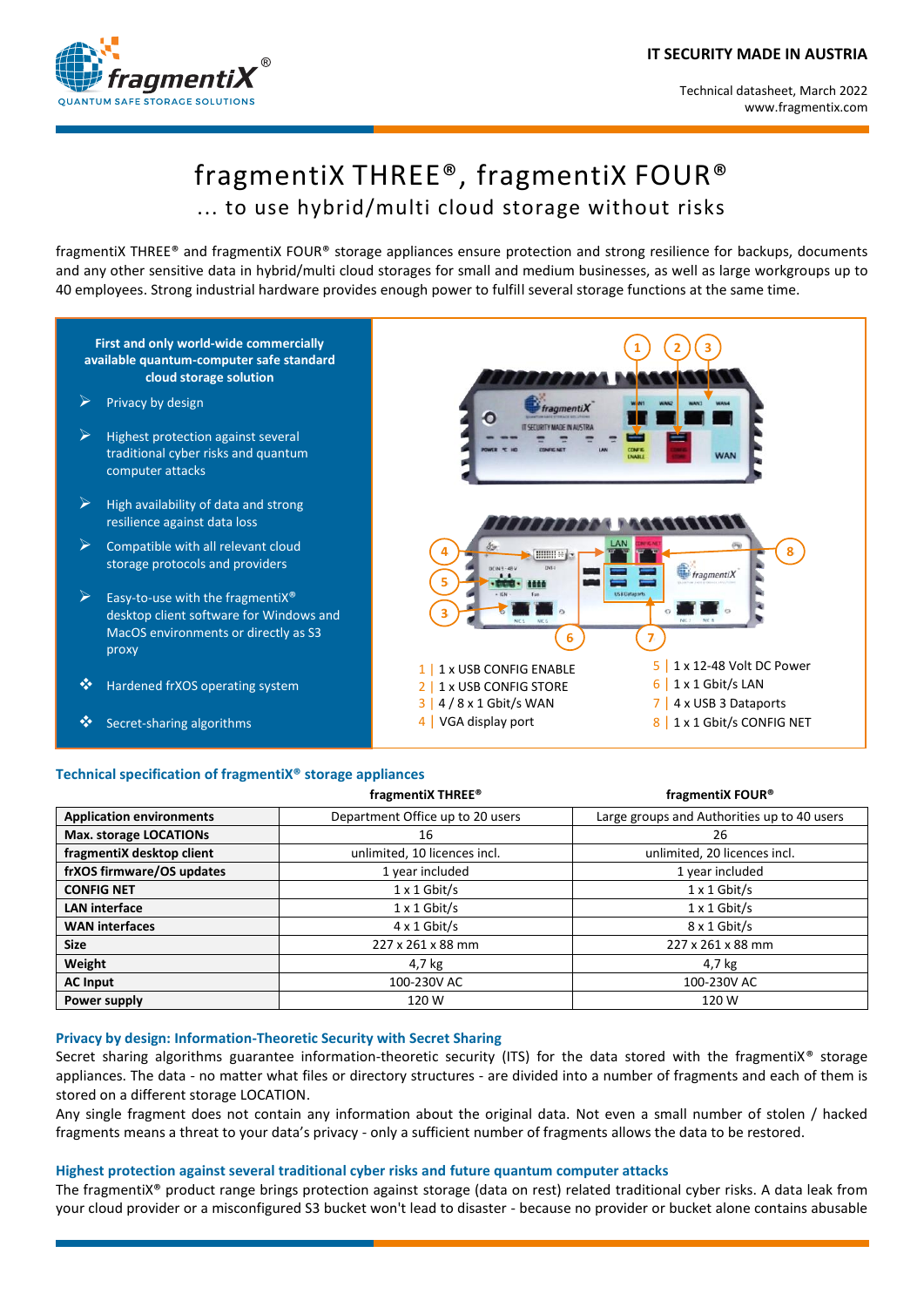IT SECURITY MADE IN AUSTRIA

Technical datasheet, March 2022
www.fragmentix.com

# fragmentiX THREE®, fragmentiX FOUR®

## … to use hybrid/multi cloud storage without risks

fragmentiX THREE® and fragmentiX FOUR® storage appliances ensure protection and strong resilience for backups, documents and any other sensitive data in hybrid/multi cloud storages for small and medium businesses, as well as large workgroups up to 40 employees. Strong industrial hardware provides enough power to fulfill several storage functions at the same time.

**First and only world-wide commercially available quantum-computer safe standard cloud storage solution**

- Privacy by design
- Highest protection against several traditional cyber risks and quantum computer attacks
- High availability of data and strong resilience against data loss
- Compatible with all relevant cloud storage protocols and providers
- Easy-to-use with the fragmentiX® desktop client software for Windows and MacOS environments or directly as S3 proxy
- Hardened frXOS operating system
- Secret-sharing algorithms

1 | 1 x USB CONFIG ENABLE
2 | 1 x USB CONFIG STORE
3 | 4 / 8 x 1 Gbit/s WAN
4 | VGA display port
5 | 1 x 12-48 Volt DC Power
6 | 1 x 1 Gbit/s LAN
7 | 4 x USB 3 Dataports
8 | 1 x 1 Gbit/s CONFIG NET

### Technical specification of fragmentiX® storage appliances

| | fragmentiX THREE® | fragmentiX FOUR® |
|---|---|---|
| **Application environments** | Department Office up to 20 users | Large groups and Authorities up to 40 users |
| **Max. storage LOCATIONs** | 16 | 26 |
| **fragmentiX desktop client** | unlimited, 10 licences incl. | unlimited, 20 licences incl. |
| **frXOS firmware/OS updates** | 1 year included | 1 year included |
| **CONFIG NET** | 1 x 1 Gbit/s | 1 x 1 Gbit/s |
| **LAN interface** | 1 x 1 Gbit/s | 1 x 1 Gbit/s |
| **WAN interfaces** | 4 x 1 Gbit/s | 8 x 1 Gbit/s |
| **Size** | 227 x 261 x 88 mm | 227 x 261 x 88 mm |
| **Weight** | 4,7 kg | 4,7 kg |
| **AC Input** | 100-230V AC | 100-230V AC |
| **Power supply** | 120 W | 120 W |

### Privacy by design: Information-Theoretic Security with Secret Sharing

Secret sharing algorithms guarantee information-theoretic security (ITS) for the data stored with the fragmentiX® storage appliances. The data - no matter what files or directory structures - are divided into a number of fragments and each of them is stored on a different storage LOCATION.
Any single fragment does not contain any information about the original data. Not even a small number of stolen / hacked fragments means a threat to your data's privacy - only a sufficient number of fragments allows the data to be restored.

### Highest protection against several traditional cyber risks and future quantum computer attacks

The fragmentiX® product range brings protection against storage (data on rest) related traditional cyber risks. A data leak from your cloud provider or a misconfigured S3 bucket won't lead to disaster - because no provider or bucket alone contains abusable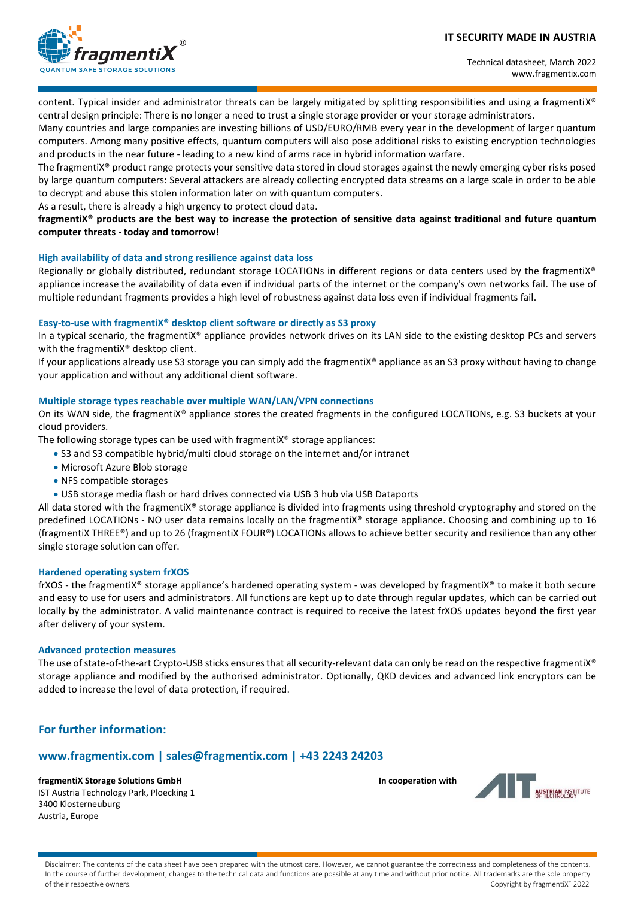content. Typical insider and administrator threats can be largely mitigated by splitting responsibilities and using a fragmentiX® central design principle: There is no longer a need to trust a single storage provider or your storage administrators.
Many countries and large companies are investing billions of USD/EURO/RMB every year in the development of larger quantum computers. Among many positive effects, quantum computers will also pose additional risks to existing encryption technologies and products in the near future - leading to a new kind of arms race in hybrid information warfare.
The fragmentiX® product range protects your sensitive data stored in cloud storages against the newly emerging cyber risks posed by large quantum computers: Several attackers are already collecting encrypted data streams on a large scale in order to be able to decrypt and abuse this stolen information later on with quantum computers.
As a result, there is already a high urgency to protect cloud data.
**fragmentiX® products are the best way to increase the protection of sensitive data against traditional and future quantum computer threats - today and tomorrow!**

### High availability of data and strong resilience against data loss

Regionally or globally distributed, redundant storage LOCATIONs in different regions or data centers used by the fragmentiX® appliance increase the availability of data even if individual parts of the internet or the company's own networks fail. The use of multiple redundant fragments provides a high level of robustness against data loss even if individual fragments fail.

### Easy-to-use with fragmentiX® desktop client software or directly as S3 proxy

In a typical scenario, the fragmentiX® appliance provides network drives on its LAN side to the existing desktop PCs and servers with the fragmentiX® desktop client.
If your applications already use S3 storage you can simply add the fragmentiX® appliance as an S3 proxy without having to change your application and without any additional client software.

### Multiple storage types reachable over multiple WAN/LAN/VPN connections

On its WAN side, the fragmentiX® appliance stores the created fragments in the configured LOCATIONs, e.g. S3 buckets at your cloud providers.
The following storage types can be used with fragmentiX® storage appliances:

- S3 and S3 compatible hybrid/multi cloud storage on the internet and/or intranet
- Microsoft Azure Blob storage
- NFS compatible storages
- USB storage media flash or hard drives connected via USB 3 hub via USB Dataports

All data stored with the fragmentiX® storage appliance is divided into fragments using threshold cryptography and stored on the predefined LOCATIONs - NO user data remains locally on the fragmentiX® storage appliance. Choosing and combining up to 16 (fragmentiX THREE®) and up to 26 (fragmentiX FOUR®) LOCATIONs allows to achieve better security and resilience than any other single storage solution can offer.

### Hardened operating system frXOS

frXOS - the fragmentiX® storage appliance's hardened operating system - was developed by fragmentiX® to make it both secure and easy to use for users and administrators. All functions are kept up to date through regular updates, which can be carried out locally by the administrator. A valid maintenance contract is required to receive the latest frXOS updates beyond the first year after delivery of your system.

### Advanced protection measures

The use of state-of-the-art Crypto-USB sticks ensures that all security-relevant data can only be read on the respective fragmentiX® storage appliance and modified by the authorised administrator. Optionally, QKD devices and advanced link encryptors can be added to increase the level of data protection, if required.

## For further information:

## www.fragmentix.com | sales@fragmentix.com | +43 2243 24203

**fragmentiX Storage Solutions GmbH**
IST Austria Technology Park, Ploecking 1
3400 Klosterneuburg
Austria, Europe

**In cooperation with**

AIT AUSTRIAN INSTITUTE OF TECHNOLOGY

Disclaimer: The contents of the data sheet have been prepared with the utmost care. However, we cannot guarantee the correctness and completeness of the contents. In the course of further development, changes to the technical data and functions are possible at any time and without prior notice. All trademarks are the sole property of their respective owners. Copyright by fragmentiX® 2022